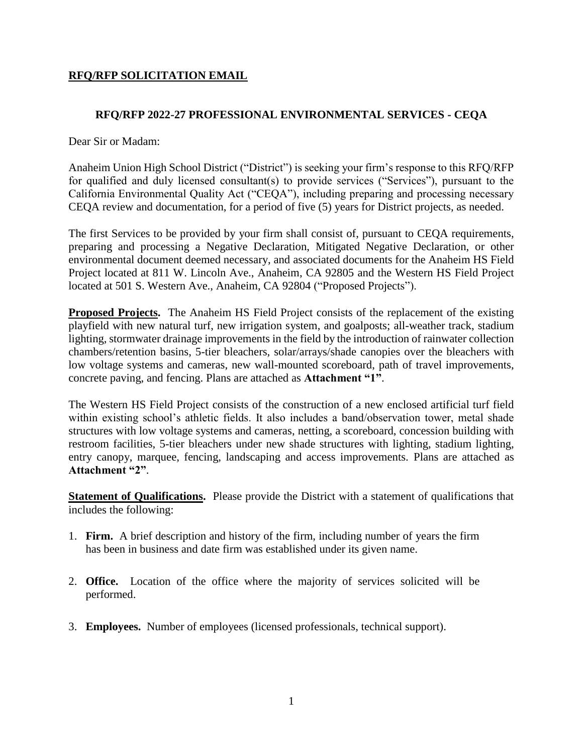**RFQ/RFP SOLICITATION EMAIL**

**RFQ/RFP 2022-27 PROFESSIONAL ENVIRONMENTAL SERVICES - CEQA**

Dear Sir or Madam:

Anaheim Union High School District ("District") is seeking your firm's response to this RFQ/RFP for qualified and duly licensed consultant(s) to provide services ("Services"), pursuant to the California Environmental Quality Act ("CEQA"), including preparing and processing necessary CEQA review and documentation, for a period of five (5) years for District projects, as needed.

The first Services to be provided by your firm shall consist of, pursuant to CEQA requirements, preparing and processing a Negative Declaration, Mitigated Negative Declaration, or other environmental document deemed necessary, and associated documents for the Anaheim HS Field Project located at 811 W. Lincoln Ave., Anaheim, CA 92805 and the Western HS Field Project located at 501 S. Western Ave., Anaheim, CA 92804 ("Proposed Projects").

**Proposed Projects.** The Anaheim HS Field Project consists of the replacement of the existing playfield with new natural turf, new irrigation system, and goalposts; all-weather track, stadium lighting, stormwater drainage improvements in the field by the introduction of rainwater collection chambers/retention basins, 5-tier bleachers, solar/arrays/shade canopies over the bleachers with low voltage systems and cameras, new wall-mounted scoreboard, path of travel improvements, concrete paving, and fencing. Plans are attached as **Attachment "1"**.

The Western HS Field Project consists of the construction of a new enclosed artificial turf field within existing school's athletic fields. It also includes a band/observation tower, metal shade structures with low voltage systems and cameras, netting, a scoreboard, concession building with restroom facilities, 5-tier bleachers under new shade structures with lighting, stadium lighting, entry canopy, marquee, fencing, landscaping and access improvements. Plans are attached as **Attachment "2"**.

**Statement of Qualifications.** Please provide the District with a statement of qualifications that includes the following:

1. **Firm.** A brief description and history of the firm, including number of years the firm has been in business and date firm was established under its given name.

2. **Office.** Location of the office where the majority of services solicited will be performed.

3. **Employees.** Number of employees (licensed professionals, technical support).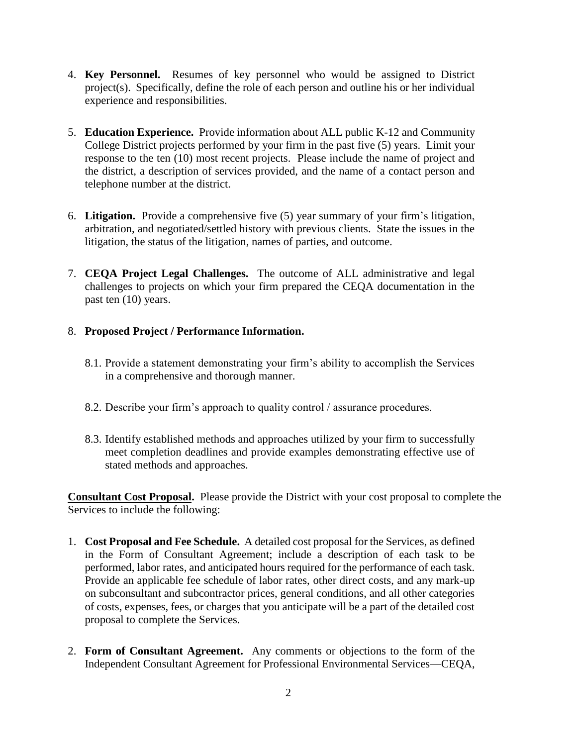4. **Key Personnel.** Resumes of key personnel who would be assigned to District project(s). Specifically, define the role of each person and outline his or her individual experience and responsibilities.

5. **Education Experience.** Provide information about ALL public K-12 and Community College District projects performed by your firm in the past five (5) years. Limit your response to the ten (10) most recent projects. Please include the name of project and the district, a description of services provided, and the name of a contact person and telephone number at the district.

6. **Litigation.** Provide a comprehensive five (5) year summary of your firm's litigation, arbitration, and negotiated/settled history with previous clients. State the issues in the litigation, the status of the litigation, names of parties, and outcome.

7. **CEQA Project Legal Challenges.** The outcome of ALL administrative and legal challenges to projects on which your firm prepared the CEQA documentation in the past ten (10) years.

8. **Proposed Project / Performance Information.**

   8.1. Provide a statement demonstrating your firm's ability to accomplish the Services in a comprehensive and thorough manner.

   8.2. Describe your firm's approach to quality control / assurance procedures.

   8.3. Identify established methods and approaches utilized by your firm to successfully meet completion deadlines and provide examples demonstrating effective use of stated methods and approaches.

**Consultant Cost Proposal.** Please provide the District with your cost proposal to complete the Services to include the following:

1. **Cost Proposal and Fee Schedule.** A detailed cost proposal for the Services, as defined in the Form of Consultant Agreement; include a description of each task to be performed, labor rates, and anticipated hours required for the performance of each task. Provide an applicable fee schedule of labor rates, other direct costs, and any mark-up on subconsultant and subcontractor prices, general conditions, and all other categories of costs, expenses, fees, or charges that you anticipate will be a part of the detailed cost proposal to complete the Services.

2. **Form of Consultant Agreement.** Any comments or objections to the form of the Independent Consultant Agreement for Professional Environmental Services—CEQA,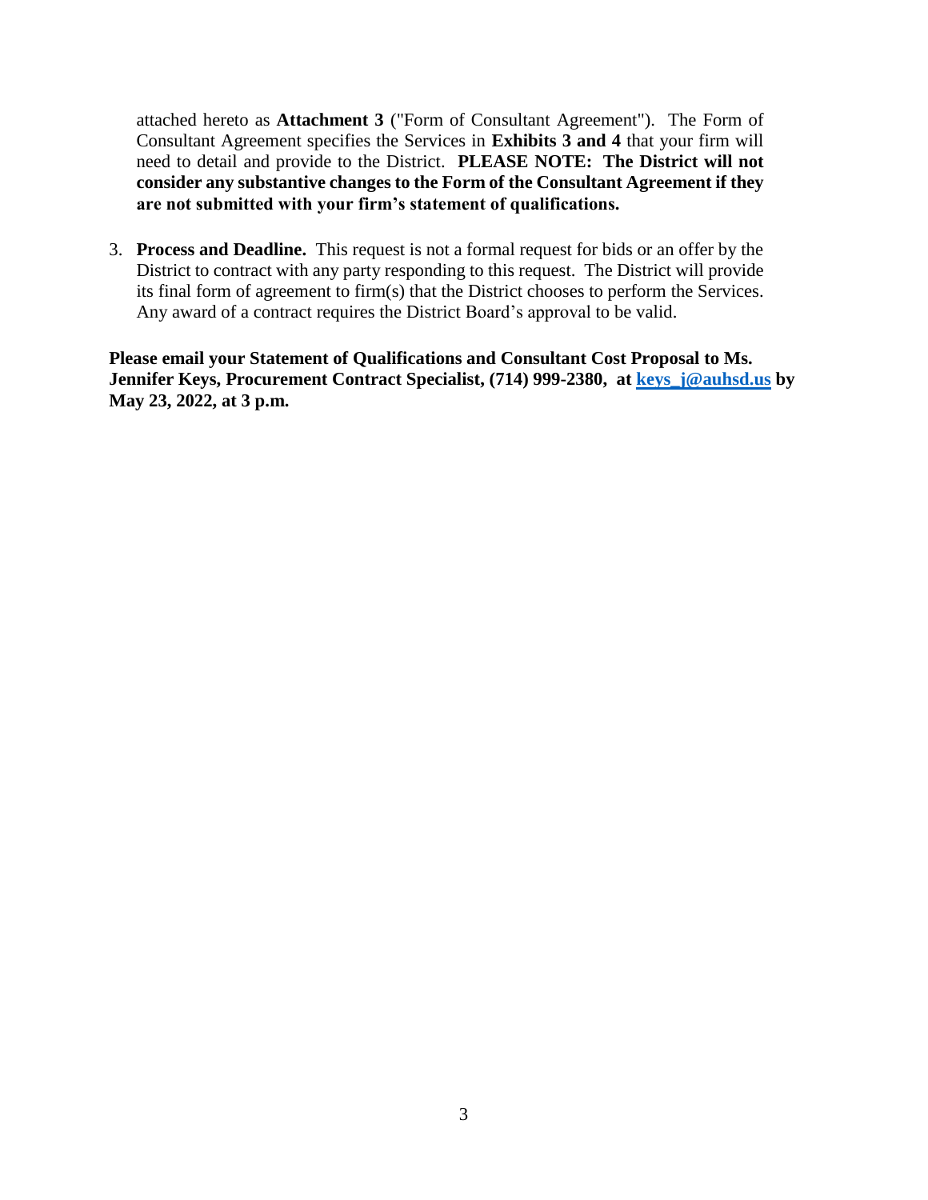attached hereto as **Attachment 3** ("Form of Consultant Agreement"). The Form of Consultant Agreement specifies the Services in **Exhibits 3 and 4** that your firm will need to detail and provide to the District. **PLEASE NOTE: The District will not consider any substantive changes to the Form of the Consultant Agreement if they are not submitted with your firm's statement of qualifications.**

3. **Process and Deadline.** This request is not a formal request for bids or an offer by the District to contract with any party responding to this request. The District will provide its final form of agreement to firm(s) that the District chooses to perform the Services. Any award of a contract requires the District Board's approval to be valid.

**Please email your Statement of Qualifications and Consultant Cost Proposal to Ms. Jennifer Keys, Procurement Contract Specialist, (714) 999-2380, at [keys_j@auhsd.us](mailto:keys_j@auhsd.us) by May 23, 2022, at 3 p.m.**